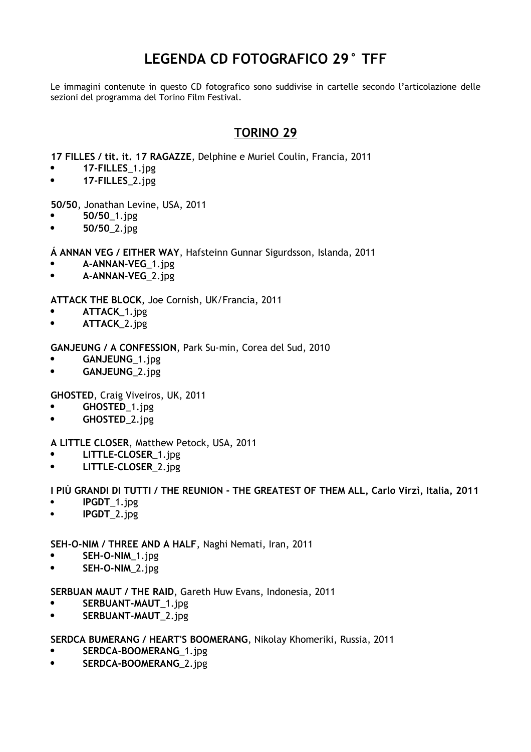# LEGENDA CD FOTOGRAFICO 29° TFF

Le immagini contenute in questo CD fotografico sono suddivise in cartelle secondo l'articolazione delle sezioni del programma del Torino Film Festival.

## TORINO 29

**17 FILLES / tit. it. 17 RAGAZZE**, Delphine e Muriel Coulin, Francia, 2011

- **17-FILLES**_1.jpg
- **17-FILLES**_2.jpg

**50/50**, Jonathan Levine, USA, 2011

- **50/50**_1.jpg
- **50/50**_2.jpg

**Á ANNAN VEG / EITHER WAY**, Hafsteinn Gunnar Sigurdsson, Islanda, 2011

- **A-ANNAN-VEG**_1.jpg
- **A-ANNAN-VEG**_2.jpg

**ATTACK THE BLOCK**, Joe Cornish, UK/Francia, 2011

- **ATTACK**_1.jpg
- **ATTACK**_2.jpg

**GANJEUNG / A CONFESSION**, Park Su-min, Corea del Sud, 2010

- **GANJEUNG**_1.jpg
- **GANJEUNG**_2.jpg

**GHOSTED**, Craig Viveiros, UK, 2011

- **GHOSTED**_1.jpg
- **GHOSTED**_2.jpg

**A LITTLE CLOSER**, Matthew Petock, USA, 2011

- **LITTLE-CLOSER**_1.jpg
- **LITTLE-CLOSER**_2.jpg

**I PIÙ GRANDI DI TUTTI / THE REUNION - THE GREATEST OF THEM ALL, Carlo Virzì, Italia, 2011**

- **IPGDT**_1.jpg
- **IPGDT**_2.jpg

**SEH-O-NIM / THREE AND A HALF**, Naghi Nemati, Iran, 2011

- **SEH-O-NIM**_1.jpg
- **SEH-O-NIM**_2.jpg

**SERBUAN MAUT / THE RAID**, Gareth Huw Evans, Indonesia, 2011

- **SERBUANT-MAUT**_1.jpg
- **SERBUANT-MAUT**_2.jpg

**SERDCA BUMERANG / HEART'S BOOMERANG**, Nikolay Khomeriki, Russia, 2011

- **SERDCA-BOOMERANG**_1.jpg
- **SERDCA-BOOMERANG**_2.jpg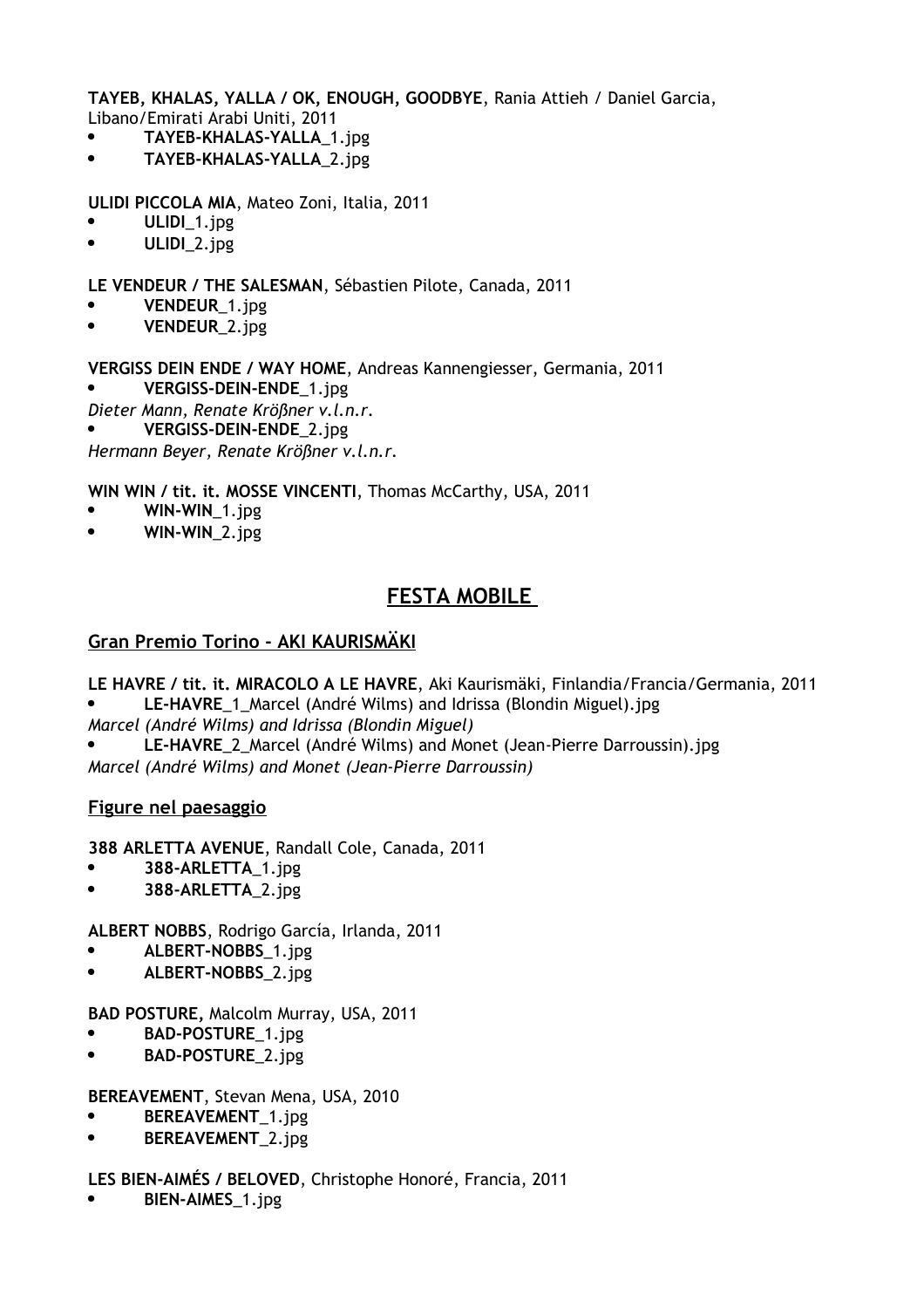**TAYEB, KHALAS, YALLA / OK, ENOUGH, GOODBYE**, Rania Attieh / Daniel Garcia, Libano/Emirati Arabi Uniti, 2011

- **TAYEB-KHALAS-YALLA**_1.jpg
- **TAYEB-KHALAS-YALLA**_2.jpg

**ULIDI PICCOLA MIA**, Mateo Zoni, Italia, 2011

- **ULIDI**_1.jpg
- **ULIDI**_2.jpg

**LE VENDEUR / THE SALESMAN**, Sébastien Pilote, Canada, 2011

- **VENDEUR**_1.jpg
- **VENDEUR**_2.jpg

**VERGISS DEIN ENDE / WAY HOME**, Andreas Kannengiesser, Germania, 2011

- **VERGISS-DEIN-ENDE**_1.jpg

*Dieter Mann, Renate Krößner v.l.n.r.*

- **VERGISS-DEIN-ENDE**_2.jpg

*Hermann Beyer, Renate Krößner v.l.n.r.*

**WIN WIN / tit. it. MOSSE VINCENTI**, Thomas McCarthy, USA, 2011

- **WIN-WIN**_1.jpg
- **WIN-WIN**_2.jpg

## FESTA MOBILE

### Gran Premio Torino - AKI KAURISMÄKI

**LE HAVRE / tit. it. MIRACOLO A LE HAVRE**, Aki Kaurismäki, Finlandia/Francia/Germania, 2011

- **LE-HAVRE**_1_Marcel (André Wilms) and Idrissa (Blondin Miguel).jpg

*Marcel (André Wilms) and Idrissa (Blondin Miguel)*

- **LE-HAVRE**_2_Marcel (André Wilms) and Monet (Jean-Pierre Darroussin).jpg

*Marcel (André Wilms) and Monet (Jean-Pierre Darroussin)*

### Figure nel paesaggio

**388 ARLETTA AVENUE**, Randall Cole, Canada, 2011

- **388-ARLETTA**_1.jpg
- **388-ARLETTA**_2.jpg

**ALBERT NOBBS**, Rodrigo García, Irlanda, 2011

- **ALBERT-NOBBS**_1.jpg
- **ALBERT-NOBBS**_2.jpg

**BAD POSTURE,** Malcolm Murray, USA, 2011

- **BAD-POSTURE**_1.jpg
- **BAD-POSTURE**_2.jpg

**BEREAVEMENT**, Stevan Mena, USA, 2010

- **BEREAVEMENT**_1.jpg
- **BEREAVEMENT**_2.jpg

**LES BIEN-AIMÉS / BELOVED**, Christophe Honoré, Francia, 2011

- **BIEN-AIMES**_1.jpg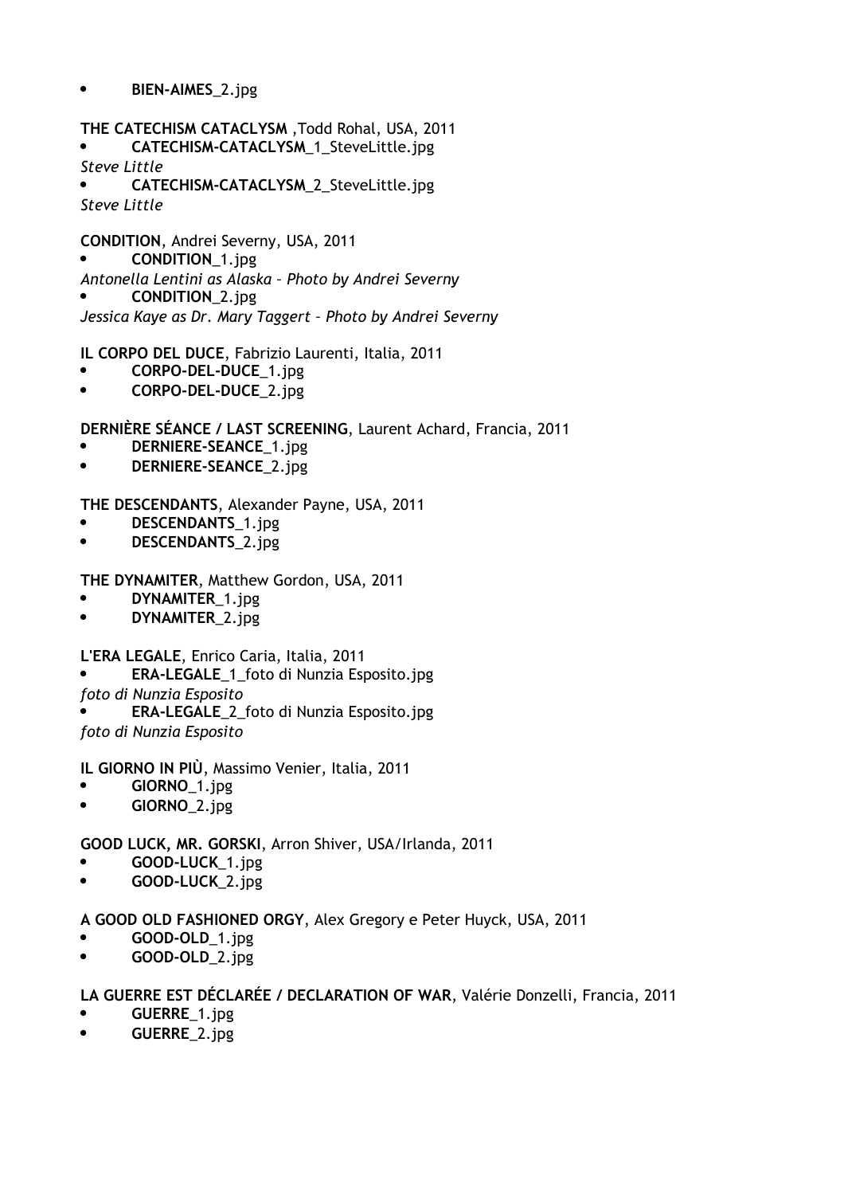- **BIEN-AIMES**_2.jpg

**THE CATECHISM CATACLYSM** ,Todd Rohal, USA, 2011

- **CATECHISM-CATACLYSM**_1_SteveLittle.jpg

*Steve Little*

- **CATECHISM-CATACLYSM**_2_SteveLittle.jpg

*Steve Little*

**CONDITION**, Andrei Severny, USA, 2011

- **CONDITION**_1.jpg

*Antonella Lentini as Alaska – Photo by Andrei Severny*

- **CONDITION**_2.jpg

*Jessica Kaye as Dr. Mary Taggert – Photo by Andrei Severny*

**IL CORPO DEL DUCE**, Fabrizio Laurenti, Italia, 2011

- **CORPO-DEL-DUCE**_1.jpg
- **CORPO-DEL-DUCE**_2.jpg

**DERNIÈRE SÉANCE / LAST SCREENING**, Laurent Achard, Francia, 2011

- **DERNIERE-SEANCE**_1.jpg
- **DERNIERE-SEANCE**_2.jpg

**THE DESCENDANTS**, Alexander Payne, USA, 2011

- **DESCENDANTS**_1.jpg
- **DESCENDANTS**_2.jpg

**THE DYNAMITER**, Matthew Gordon, USA, 2011

- **DYNAMITER**_1.jpg
- **DYNAMITER**_2.jpg

**L'ERA LEGALE**, Enrico Caria, Italia, 2011

- **ERA-LEGALE**_1_foto di Nunzia Esposito.jpg

*foto di Nunzia Esposito*

- **ERA-LEGALE**_2_foto di Nunzia Esposito.jpg

*foto di Nunzia Esposito*

**IL GIORNO IN PIÙ**, Massimo Venier, Italia, 2011

- **GIORNO**_1.jpg
- **GIORNO**_2.jpg

**GOOD LUCK, MR. GORSKI**, Arron Shiver, USA/Irlanda, 2011

- **GOOD-LUCK**_1.jpg
- **GOOD-LUCK**_2.jpg

**A GOOD OLD FASHIONED ORGY**, Alex Gregory e Peter Huyck, USA, 2011

- **GOOD-OLD**_1.jpg
- **GOOD-OLD**_2.jpg

**LA GUERRE EST DÉCLARÉE / DECLARATION OF WAR**, Valérie Donzelli, Francia, 2011

- **GUERRE**_1.jpg
- **GUERRE**_2.jpg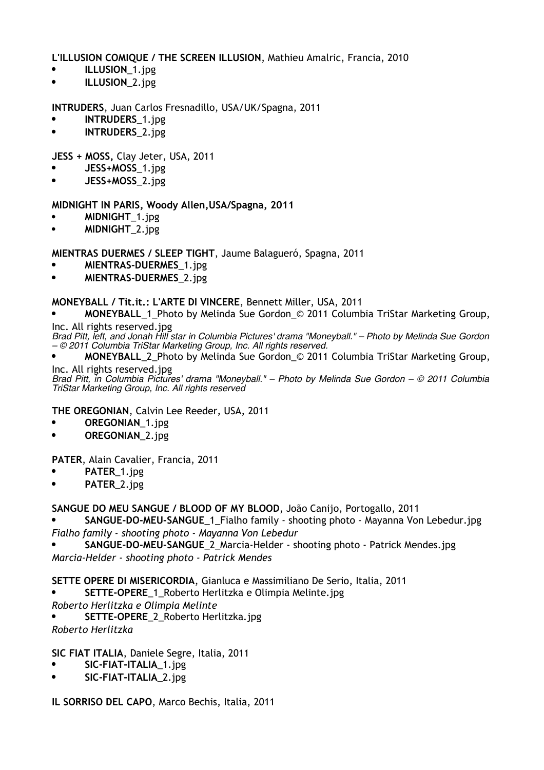**L'ILLUSION COMIQUE / THE SCREEN ILLUSION**, Mathieu Amalric, Francia, 2010

- **ILLUSION**_1.jpg
- **ILLUSION**_2.jpg

**INTRUDERS**, Juan Carlos Fresnadillo, USA/UK/Spagna, 2011

- **INTRUDERS**_1.jpg
- **INTRUDERS**_2.jpg

**JESS + MOSS,** Clay Jeter, USA, 2011

- **JESS+MOSS**_1.jpg
- **JESS+MOSS**_2.jpg

**MIDNIGHT IN PARIS, Woody Allen,USA/Spagna, 2011**

- **MIDNIGHT**_1.jpg
- **MIDNIGHT**_2.jpg

**MIENTRAS DUERMES / SLEEP TIGHT**, Jaume Balagueró, Spagna, 2011

- **MIENTRAS-DUERMES**_1.jpg
- **MIENTRAS-DUERMES**_2.jpg

**MONEYBALL / Tit.it.: L'ARTE DI VINCERE**, Bennett Miller, USA, 2011

- **MONEYBALL**_1_Photo by Melinda Sue Gordon_© 2011 Columbia TriStar Marketing Group, Inc. All rights reserved.jpg

*Brad Pitt, left, and Jonah Hill star in Columbia Pictures' drama "Moneyball." – Photo by Melinda Sue Gordon – © 2011 Columbia TriStar Marketing Group, Inc. All rights reserved.*

- **MONEYBALL**_2_Photo by Melinda Sue Gordon_© 2011 Columbia TriStar Marketing Group, Inc. All rights reserved.jpg

*Brad Pitt, in Columbia Pictures' drama "Moneyball." – Photo by Melinda Sue Gordon – © 2011 Columbia TriStar Marketing Group, Inc. All rights reserved*

**THE OREGONIAN**, Calvin Lee Reeder, USA, 2011

- **OREGONIAN**_1.jpg
- **OREGONIAN**_2.jpg

**PATER**, Alain Cavalier, Francia, 2011

- **PATER**_1.jpg
- **PATER**_2.jpg

**SANGUE DO MEU SANGUE / BLOOD OF MY BLOOD**, João Canijo, Portogallo, 2011

- **SANGUE-DO-MEU-SANGUE**_1_Fialho family - shooting photo - Mayanna Von Lebedur.jpg

*Fialho family - shooting photo - Mayanna Von Lebedur*

- **SANGUE-DO-MEU-SANGUE**_2_Marcia-Helder - shooting photo - Patrick Mendes.jpg

*Marcia-Helder - shooting photo - Patrick Mendes*

**SETTE OPERE DI MISERICORDIA**, Gianluca e Massimiliano De Serio, Italia, 2011

- **SETTE-OPERE**_1_Roberto Herlitzka e Olimpia Melinte.jpg

*Roberto Herlitzka e Olimpia Melinte*

- **SETTE-OPERE**_2_Roberto Herlitzka.jpg

*Roberto Herlitzka*

**SIC FIAT ITALIA**, Daniele Segre, Italia, 2011

- **SIC-FIAT-ITALIA**_1.jpg
- **SIC-FIAT-ITALIA**_2.jpg

**IL SORRISO DEL CAPO**, Marco Bechis, Italia, 2011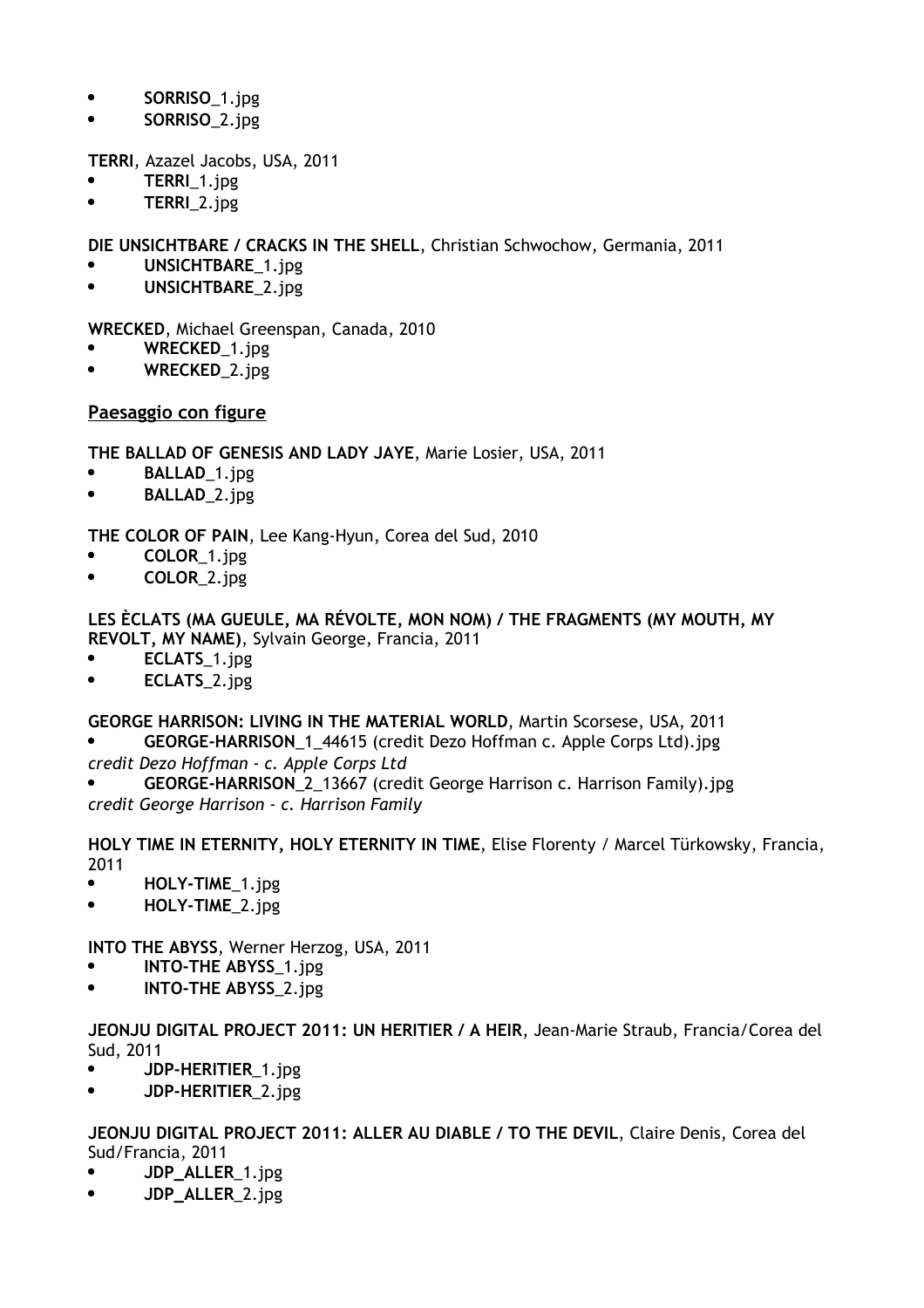- **SORRISO**_1.jpg
- **SORRISO**_2.jpg

**TERRI**, Azazel Jacobs, USA, 2011

- **TERRI**_1.jpg
- **TERRI**_2.jpg

**DIE UNSICHTBARE / CRACKS IN THE SHELL**, Christian Schwochow, Germania, 2011

- **UNSICHTBARE**_1.jpg
- **UNSICHTBARE**_2.jpg

**WRECKED**, Michael Greenspan, Canada, 2010

- **WRECKED**_1.jpg
- **WRECKED**_2.jpg

## Paesaggio con figure

**THE BALLAD OF GENESIS AND LADY JAYE**, Marie Losier, USA, 2011

- **BALLAD**_1.jpg
- **BALLAD**_2.jpg

**THE COLOR OF PAIN**, Lee Kang-Hyun, Corea del Sud, 2010

- **COLOR**_1.jpg
- **COLOR**_2.jpg

**LES ÈCLATS (MA GUEULE, MA RÉVOLTE, MON NOM) / THE FRAGMENTS (MY MOUTH, MY REVOLT, MY NAME)**, Sylvain George, Francia, 2011

- **ECLATS**_1.jpg
- **ECLATS**_2.jpg

**GEORGE HARRISON: LIVING IN THE MATERIAL WORLD**, Martin Scorsese, USA, 2011

- **GEORGE-HARRISON**_1_44615 (credit Dezo Hoffman c. Apple Corps Ltd).jpg

*credit Dezo Hoffman - c. Apple Corps Ltd*

- **GEORGE-HARRISON**_2_13667 (credit George Harrison c. Harrison Family).jpg

*credit George Harrison - c. Harrison Family*

**HOLY TIME IN ETERNITY, HOLY ETERNITY IN TIME**, Elise Florenty / Marcel Türkowsky, Francia, 2011

- **HOLY-TIME**_1.jpg
- **HOLY-TIME**_2.jpg

**INTO THE ABYSS**, Werner Herzog, USA, 2011

- **INTO-THE ABYSS**_1.jpg
- **INTO-THE ABYSS**_2.jpg

**JEONJU DIGITAL PROJECT 2011: UN HERITIER / A HEIR**, Jean-Marie Straub, Francia/Corea del Sud, 2011

- **JDP-HERITIER**_1.jpg
- **JDP-HERITIER**_2.jpg

**JEONJU DIGITAL PROJECT 2011: ALLER AU DIABLE / TO THE DEVIL**, Claire Denis, Corea del Sud/Francia, 2011

- **JDP_ALLER**_1.jpg
- **JDP_ALLER**_2.jpg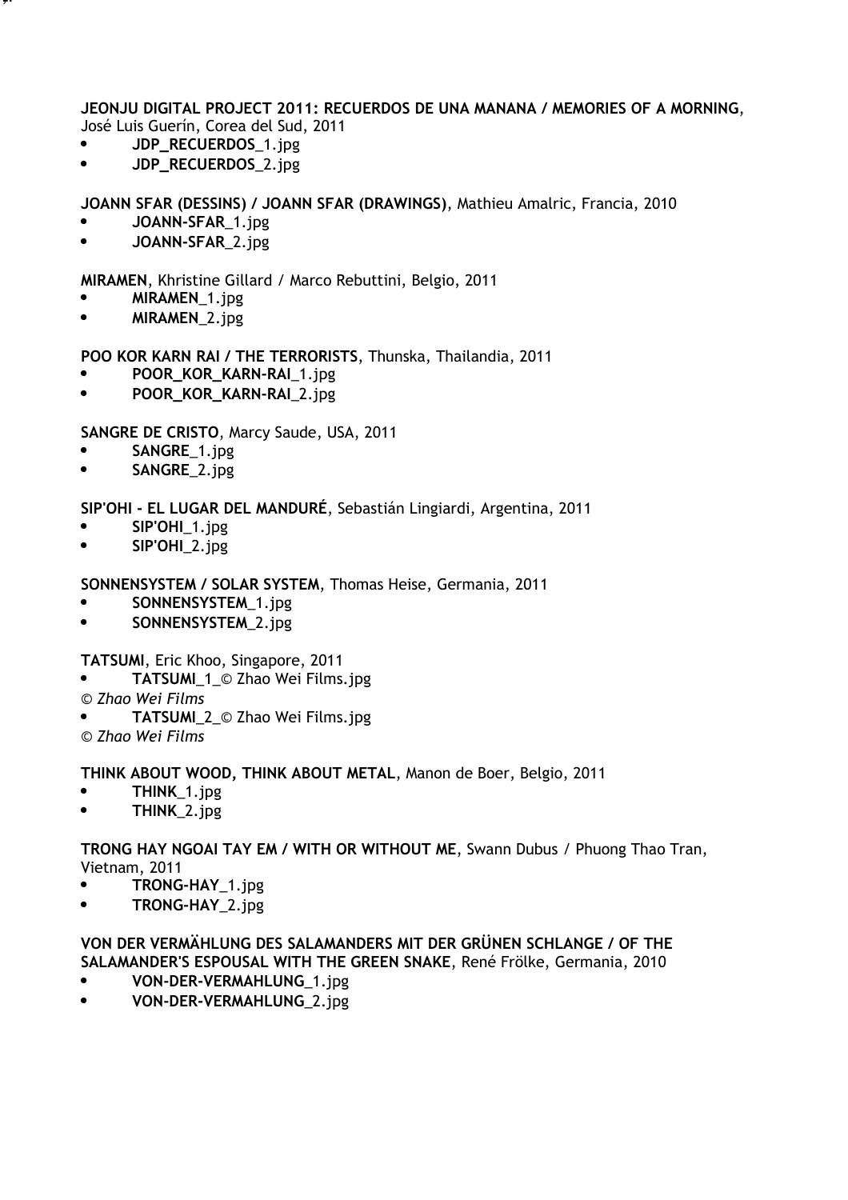**JEONJU DIGITAL PROJECT 2011: RECUERDOS DE UNA MANANA / MEMORIES OF A MORNING**, José Luis Guerín, Corea del Sud, 2011

- **JDP_RECUERDOS**_1.jpg
- **JDP_RECUERDOS**_2.jpg

**JOANN SFAR (DESSINS) / JOANN SFAR (DRAWINGS)**, Mathieu Amalric, Francia, 2010

- **JOANN-SFAR**_1.jpg
- **JOANN-SFAR**_2.jpg

**MIRAMEN**, Khristine Gillard / Marco Rebuttini, Belgio, 2011

- **MIRAMEN**_1.jpg
- **MIRAMEN**_2.jpg

**POO KOR KARN RAI / THE TERRORISTS**, Thunska, Thailandia, 2011

- **POOR_KOR_KARN-RAI**_1.jpg
- **POOR_KOR_KARN-RAI**_2.jpg

**SANGRE DE CRISTO**, Marcy Saude, USA, 2011

- **SANGRE**_1.jpg
- **SANGRE**_2.jpg

**SIP'OHI - EL LUGAR DEL MANDURÉ**, Sebastián Lingiardi, Argentina, 2011

- **SIP'OHI**_1.jpg
- **SIP'OHI**_2.jpg

**SONNENSYSTEM / SOLAR SYSTEM**, Thomas Heise, Germania, 2011

- **SONNENSYSTEM**_1.jpg
- **SONNENSYSTEM**_2.jpg

**TATSUMI**, Eric Khoo, Singapore, 2011

- **TATSUMI**_1_© Zhao Wei Films.jpg

*© Zhao Wei Films*

- **TATSUMI**_2_© Zhao Wei Films.jpg

*© Zhao Wei Films*

**THINK ABOUT WOOD, THINK ABOUT METAL**, Manon de Boer, Belgio, 2011

- **THINK**_1.jpg
- **THINK**_2.jpg

**TRONG HAY NGOAI TAY EM / WITH OR WITHOUT ME**, Swann Dubus / Phuong Thao Tran, Vietnam, 2011

- **TRONG-HAY**_1.jpg
- **TRONG-HAY**_2.jpg

**VON DER VERMÄHLUNG DES SALAMANDERS MIT DER GRÜNEN SCHLANGE / OF THE SALAMANDER'S ESPOUSAL WITH THE GREEN SNAKE**, René Frölke, Germania, 2010

- **VON-DER-VERMAHLUNG**_1.jpg
- **VON-DER-VERMAHLUNG**_2.jpg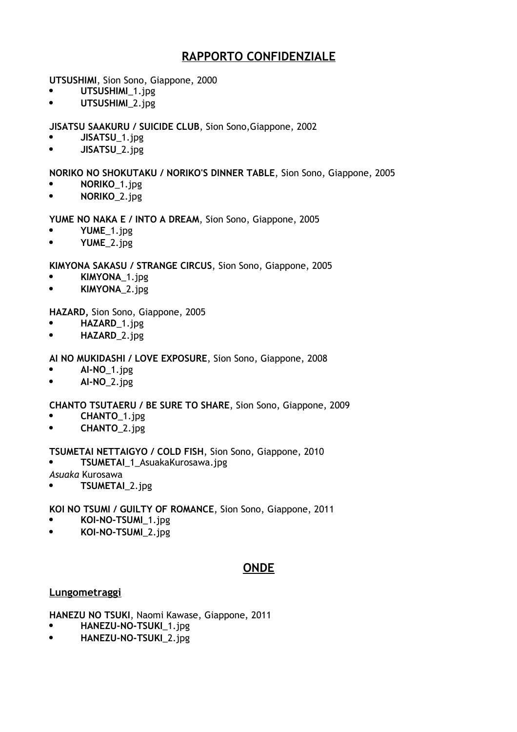## RAPPORTO CONFIDENZIALE

**UTSUSHIMI**, Sion Sono, Giappone, 2000

- **UTSUSHIMI**_1.jpg
- **UTSUSHIMI**_2.jpg

**JISATSU SAAKURU / SUICIDE CLUB**, Sion Sono,Giappone, 2002

- **JISATSU**_1.jpg
- **JISATSU**_2.jpg

**NORIKO NO SHOKUTAKU / NORIKO'S DINNER TABLE**, Sion Sono, Giappone, 2005

- **NORIKO**_1.jpg
- **NORIKO**_2.jpg

**YUME NO NAKA E / INTO A DREAM**, Sion Sono, Giappone, 2005

- **YUME**_1.jpg
- **YUME**_2.jpg

**KIMYONA SAKASU / STRANGE CIRCUS**, Sion Sono, Giappone, 2005

- **KIMYONA**_1.jpg
- **KIMYONA**_2.jpg

**HAZARD,** Sion Sono, Giappone, 2005

- **HAZARD**_1.jpg
- **HAZARD**_2.jpg

**AI NO MUKIDASHI / LOVE EXPOSURE**, Sion Sono, Giappone, 2008

- **AI-NO**_1.jpg
- **AI-NO**_2.jpg

**CHANTO TSUTAERU / BE SURE TO SHARE**, Sion Sono, Giappone, 2009

- **CHANTO**_1.jpg
- **CHANTO**_2.jpg

**TSUMETAI NETTAIGYO / COLD FISH**, Sion Sono, Giappone, 2010

- **TSUMETAI**_1_AsuakaKurosawa.jpg

*Asuaka* Kurosawa

- **TSUMETAI**_2.jpg

**KOI NO TSUMI / GUILTY OF ROMANCE**, Sion Sono, Giappone, 2011

- **KOI-NO-TSUMI**_1.jpg
- **KOI-NO-TSUMI**_2.jpg

## ONDE

### Lungometraggi

**HANEZU NO TSUKI**, Naomi Kawase, Giappone, 2011

- **HANEZU-NO-TSUKI**_1.jpg
- **HANEZU-NO-TSUKI**_2.jpg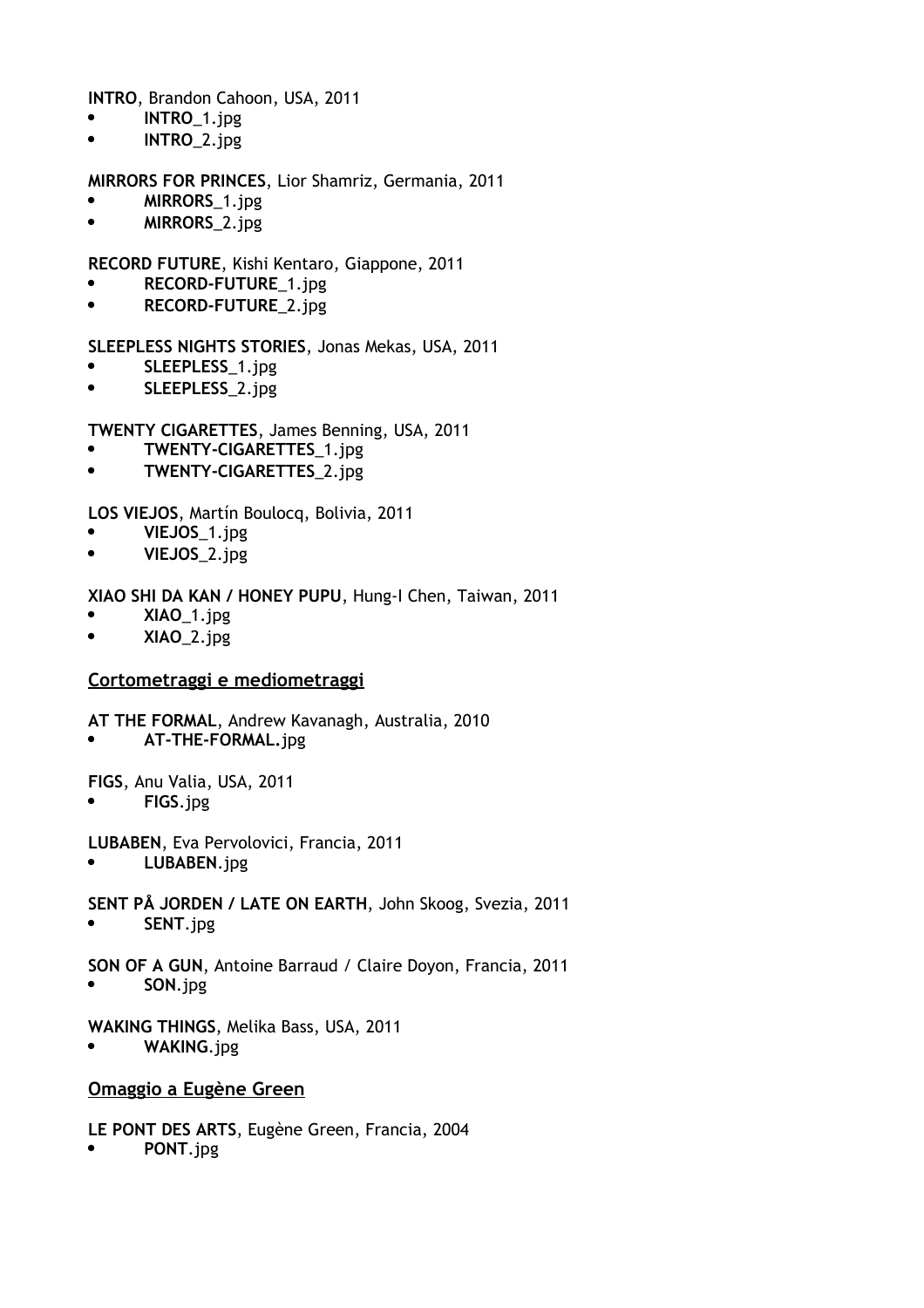**INTRO**, Brandon Cahoon, USA, 2011

- **INTRO**_1.jpg
- **INTRO**_2.jpg

**MIRRORS FOR PRINCES**, Lior Shamriz, Germania, 2011

- **MIRRORS**_1.jpg
- **MIRRORS**_2.jpg

**RECORD FUTURE**, Kishi Kentaro, Giappone, 2011

- **RECORD-FUTURE**_1.jpg
- **RECORD-FUTURE**_2.jpg

**SLEEPLESS NIGHTS STORIES**, Jonas Mekas, USA, 2011

- **SLEEPLESS**_1.jpg
- **SLEEPLESS**_2.jpg

**TWENTY CIGARETTES**, James Benning, USA, 2011

- **TWENTY-CIGARETTES**_1.jpg
- **TWENTY-CIGARETTES**_2.jpg

**LOS VIEJOS**, Martín Boulocq, Bolivia, 2011

- **VIEJOS**_1.jpg
- **VIEJOS**_2.jpg

**XIAO SHI DA KAN / HONEY PUPU**, Hung-I Chen, Taiwan, 2011

- **XIAO**_1.jpg
- **XIAO**_2.jpg

## Cortometraggi e mediometraggi

**AT THE FORMAL**, Andrew Kavanagh, Australia, 2010

- **AT-THE-FORMAL.**jpg

**FIGS**, Anu Valia, USA, 2011

- **FIGS**.jpg

**LUBABEN**, Eva Pervolovici, Francia, 2011

- **LUBABEN**.jpg

**SENT PÅ JORDEN / LATE ON EARTH**, John Skoog, Svezia, 2011

- **SENT**.jpg

**SON OF A GUN**, Antoine Barraud / Claire Doyon, Francia, 2011

- **SON**.jpg

**WAKING THINGS**, Melika Bass, USA, 2011

- **WAKING**.jpg

## Omaggio a Eugène Green

**LE PONT DES ARTS**, Eugène Green, Francia, 2004

- **PONT**.jpg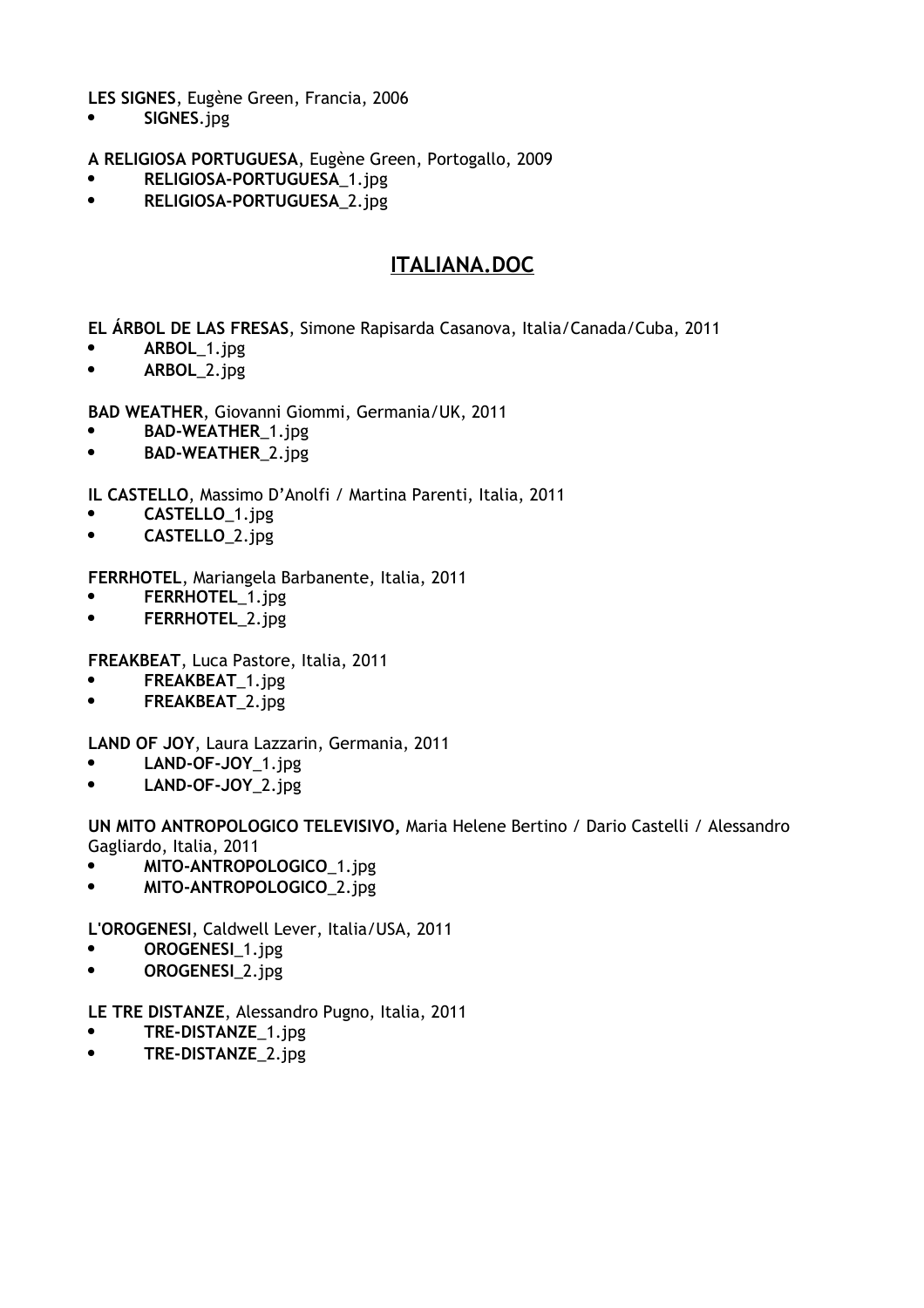**LES SIGNES**, Eugène Green, Francia, 2006

- **SIGNES**.jpg

**A RELIGIOSA PORTUGUESA**, Eugène Green, Portogallo, 2009

- **RELIGIOSA-PORTUGUESA**_1.jpg
- **RELIGIOSA-PORTUGUESA**_2.jpg

## ITALIANA.DOC

**EL ÁRBOL DE LAS FRESAS**, Simone Rapisarda Casanova, Italia/Canada/Cuba, 2011

- **ARBOL**_1.jpg
- **ARBOL**_2.jpg

**BAD WEATHER**, Giovanni Giommi, Germania/UK, 2011

- **BAD-WEATHER**_1.jpg
- **BAD-WEATHER**_2.jpg

**IL CASTELLO**, Massimo D'Anolfi / Martina Parenti, Italia, 2011

- **CASTELLO**_1.jpg
- **CASTELLO**_2.jpg

**FERRHOTEL**, Mariangela Barbanente, Italia, 2011

- **FERRHOTEL**_1.jpg
- **FERRHOTEL**_2.jpg

**FREAKBEAT**, Luca Pastore, Italia, 2011

- **FREAKBEAT**_1.jpg
- **FREAKBEAT**_2.jpg

**LAND OF JOY**, Laura Lazzarin, Germania, 2011

- **LAND-OF-JOY**_1.jpg
- **LAND-OF-JOY**_2.jpg

**UN MITO ANTROPOLOGICO TELEVISIVO,** Maria Helene Bertino / Dario Castelli / Alessandro Gagliardo, Italia, 2011

- **MITO-ANTROPOLOGICO**_1.jpg
- **MITO-ANTROPOLOGICO**_2.jpg

**L'OROGENESI**, Caldwell Lever, Italia/USA, 2011

- **OROGENESI**_1.jpg
- **OROGENESI**_2.jpg

**LE TRE DISTANZE**, Alessandro Pugno, Italia, 2011

- **TRE-DISTANZE**_1.jpg
- **TRE-DISTANZE**_2.jpg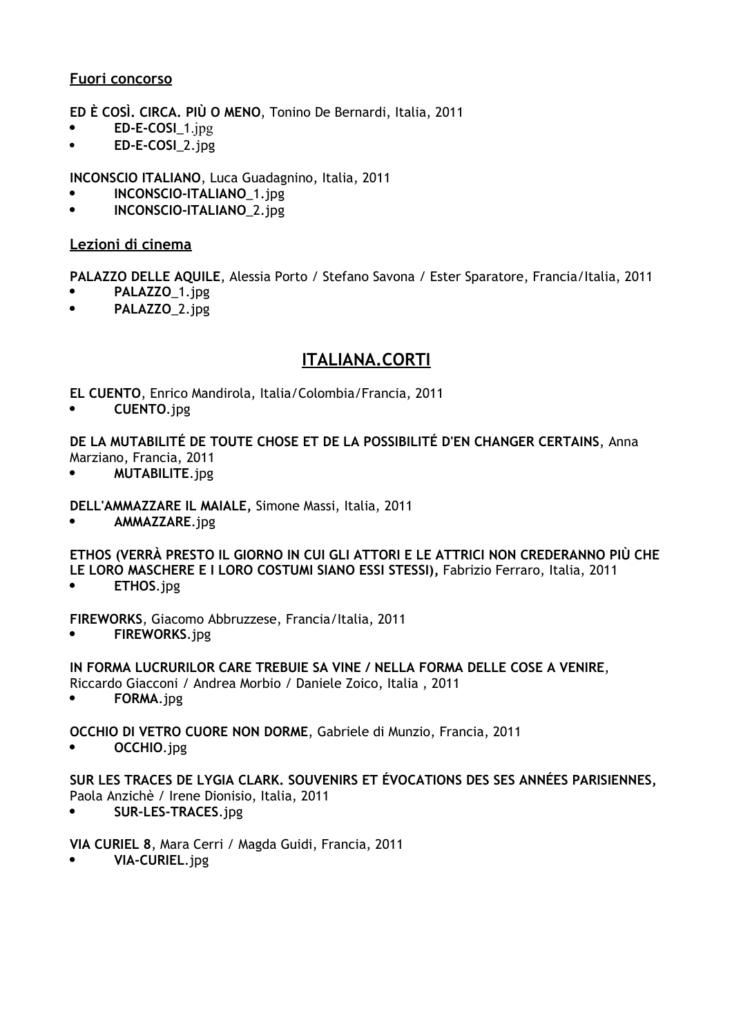**Fuori concorso**

**ED È COSÌ. CIRCA. PIÙ O MENO**, Tonino De Bernardi, Italia, 2011

- **ED-E-COSI**_1.jpg
- **ED-E-COSI**_2.jpg

**INCONSCIO ITALIANO**, Luca Guadagnino, Italia, 2011

- **INCONSCIO-ITALIANO**_1.jpg
- **INCONSCIO-ITALIANO**_2.jpg

**Lezioni di cinema**

**PALAZZO DELLE AQUILE**, Alessia Porto / Stefano Savona / Ester Sparatore, Francia/Italia, 2011

- **PALAZZO**_1.jpg
- **PALAZZO**_2.jpg

## ITALIANA.CORTI

**EL CUENTO**, Enrico Mandirola, Italia/Colombia/Francia, 2011

- **CUENTO**.jpg

**DE LA MUTABILITÉ DE TOUTE CHOSE ET DE LA POSSIBILITÉ D'EN CHANGER CERTAINS**, Anna Marziano, Francia, 2011

- **MUTABILITE**.jpg

**DELL'AMMAZZARE IL MAIALE,** Simone Massi, Italia, 2011

- **AMMAZZARE**.jpg

**ETHOS (VERRÀ PRESTO IL GIORNO IN CUI GLI ATTORI E LE ATTRICI NON CREDERANNO PIÙ CHE LE LORO MASCHERE E I LORO COSTUMI SIANO ESSI STESSI),** Fabrizio Ferraro, Italia, 2011

- **ETHOS**.jpg

**FIREWORKS**, Giacomo Abbruzzese, Francia/Italia, 2011

- **FIREWORKS**.jpg

**IN FORMA LUCRURILOR CARE TREBUIE SA VINE / NELLA FORMA DELLE COSE A VENIRE**, Riccardo Giacconi / Andrea Morbio / Daniele Zoico, Italia , 2011

- **FORMA**.jpg

**OCCHIO DI VETRO CUORE NON DORME**, Gabriele di Munzio, Francia, 2011

- **OCCHIO**.jpg

**SUR LES TRACES DE LYGIA CLARK. SOUVENIRS ET ÉVOCATIONS DES SES ANNÉES PARISIENNES,** Paola Anzichè / Irene Dionisio, Italia, 2011

- **SUR-LES-TRACES**.jpg

**VIA CURIEL 8**, Mara Cerri / Magda Guidi, Francia, 2011

- **VIA-CURIEL**.jpg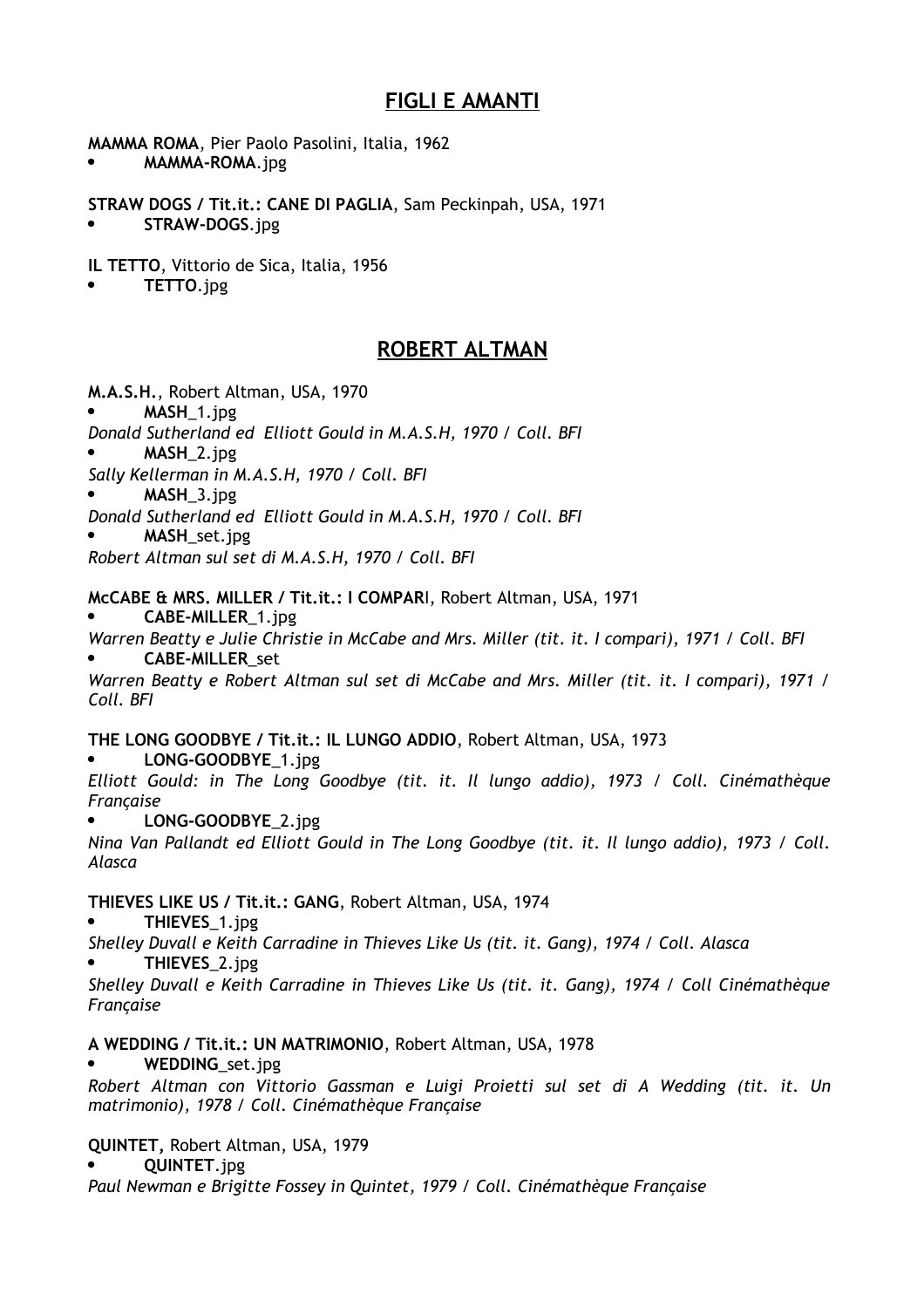## FIGLI E AMANTI

**MAMMA ROMA**, Pier Paolo Pasolini, Italia, 1962

- **MAMMA-ROMA**.jpg

**STRAW DOGS / Tit.it.: CANE DI PAGLIA**, Sam Peckinpah, USA, 1971

- **STRAW-DOGS**.jpg

**IL TETTO**, Vittorio de Sica, Italia, 1956

- **TETTO**.jpg

## ROBERT ALTMAN

**M.A.S.H.**, Robert Altman, USA, 1970

- **MASH**_1.jpg

*Donald Sutherland ed Elliott Gould in M.A.S.H, 1970 / Coll. BFI*

- **MASH**_2.jpg

*Sally Kellerman in M.A.S.H, 1970 / Coll. BFI*

- **MASH**_3.jpg

*Donald Sutherland ed Elliott Gould in M.A.S.H, 1970 / Coll. BFI*

- **MASH**_set.jpg

*Robert Altman sul set di M.A.S.H, 1970 / Coll. BFI*

**McCABE & MRS. MILLER / Tit.it.: I COMPARI**, Robert Altman, USA, 1971

- **CABE-MILLER**_1.jpg

*Warren Beatty e Julie Christie in McCabe and Mrs. Miller (tit. it. I compari), 1971 / Coll. BFI*

- **CABE-MILLER**_set

*Warren Beatty e Robert Altman sul set di McCabe and Mrs. Miller (tit. it. I compari), 1971 / Coll. BFI*

**THE LONG GOODBYE / Tit.it.: IL LUNGO ADDIO**, Robert Altman, USA, 1973

- **LONG-GOODBYE**_1.jpg

*Elliott Gould: in The Long Goodbye (tit. it. Il lungo addio), 1973 / Coll. Cinémathèque Française*

- **LONG-GOODBYE**_2.jpg

*Nina Van Pallandt ed Elliott Gould in The Long Goodbye (tit. it. Il lungo addio), 1973 / Coll. Alasca*

**THIEVES LIKE US / Tit.it.: GANG**, Robert Altman, USA, 1974

- **THIEVES**_1.jpg

*Shelley Duvall e Keith Carradine in Thieves Like Us (tit. it. Gang), 1974 / Coll. Alasca*

- **THIEVES**_2.jpg

*Shelley Duvall e Keith Carradine in Thieves Like Us (tit. it. Gang), 1974 / Coll Cinémathèque Française*

**A WEDDING / Tit.it.: UN MATRIMONIO**, Robert Altman, USA, 1978

- **WEDDING**_set.jpg

*Robert Altman con Vittorio Gassman e Luigi Proietti sul set di A Wedding (tit. it. Un matrimonio), 1978 / Coll. Cinémathèque Française*

**QUINTET,** Robert Altman, USA, 1979

- **QUINTET**.jpg

*Paul Newman e Brigitte Fossey in Quintet, 1979 / Coll. Cinémathèque Française*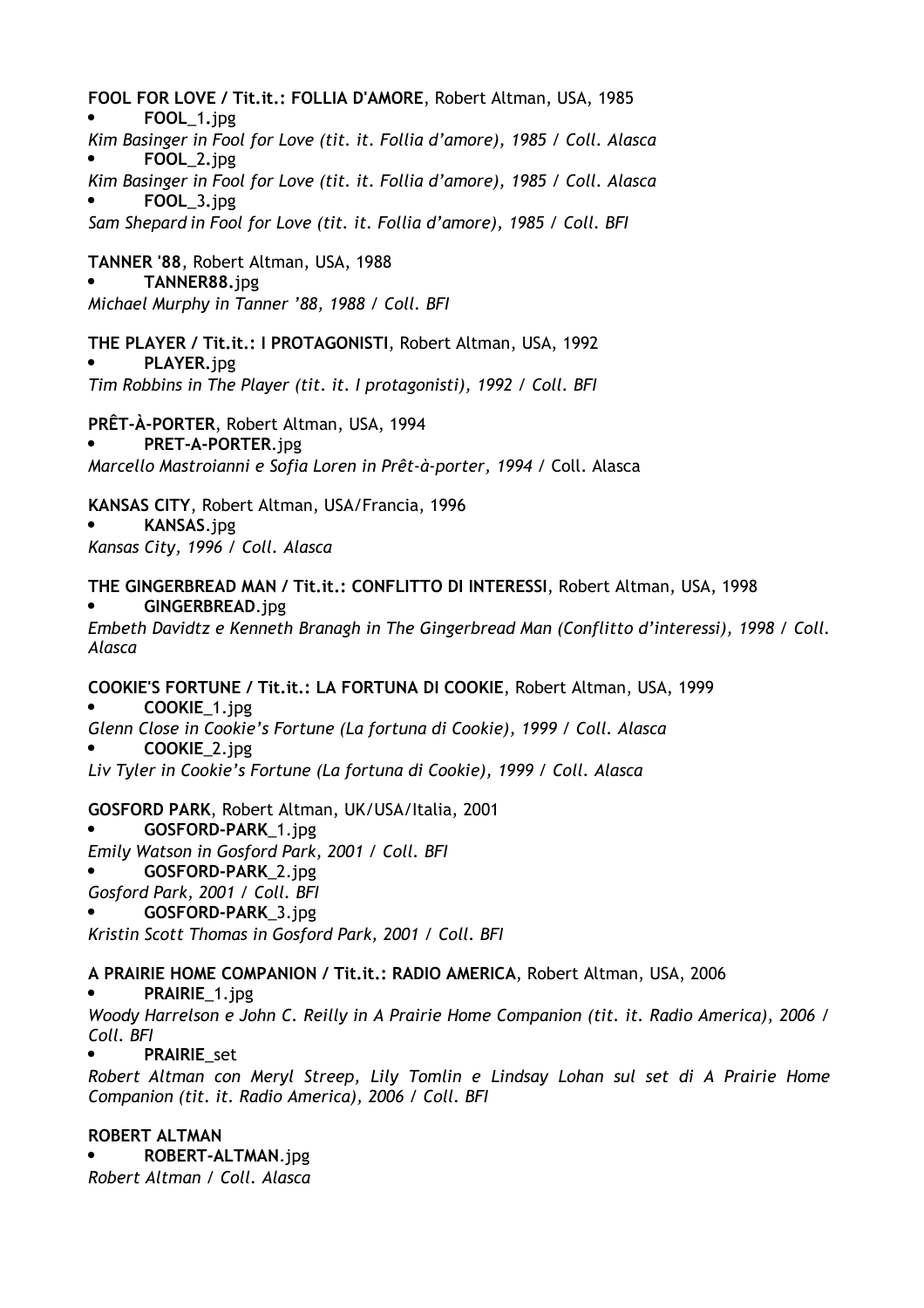**FOOL FOR LOVE / Tit.it.: FOLLIA D'AMORE**, Robert Altman, USA, 1985

- **FOOL**_1.jpg

*Kim Basinger in Fool for Love (tit. it. Follia d'amore), 1985 / Coll. Alasca*

- **FOOL**_2.jpg

*Kim Basinger in Fool for Love (tit. it. Follia d'amore), 1985 / Coll. Alasca*

- **FOOL**_3.jpg

*Sam Shepard in Fool for Love (tit. it. Follia d'amore), 1985 / Coll. BFI*

**TANNER '88**, Robert Altman, USA, 1988

- **TANNER88**.jpg

*Michael Murphy in Tanner '88, 1988 / Coll. BFI*

**THE PLAYER / Tit.it.: I PROTAGONISTI**, Robert Altman, USA, 1992

- **PLAYER**.jpg

*Tim Robbins in The Player (tit. it. I protagonisti), 1992 / Coll. BFI*

**PRÊT-À-PORTER**, Robert Altman, USA, 1994

- **PRET-A-PORTER**.jpg

*Marcello Mastroianni e Sofia Loren in Prêt-à-porter, 1994* / Coll. Alasca

**KANSAS CITY**, Robert Altman, USA/Francia, 1996

- **KANSAS**.jpg

*Kansas City, 1996 / Coll. Alasca*

**THE GINGERBREAD MAN / Tit.it.: CONFLITTO DI INTERESSI**, Robert Altman, USA, 1998

- **GINGERBREAD**.jpg

*Embeth Davidtz e Kenneth Branagh in The Gingerbread Man (Conflitto d'interessi), 1998 / Coll. Alasca*

**COOKIE'S FORTUNE / Tit.it.: LA FORTUNA DI COOKIE**, Robert Altman, USA, 1999

- **COOKIE**_1.jpg

*Glenn Close in Cookie's Fortune (La fortuna di Cookie), 1999 / Coll. Alasca*

- **COOKIE**_2.jpg

*Liv Tyler in Cookie's Fortune (La fortuna di Cookie), 1999 / Coll. Alasca*

**GOSFORD PARK**, Robert Altman, UK/USA/Italia, 2001

- **GOSFORD-PARK**_1.jpg

*Emily Watson in Gosford Park, 2001 / Coll. BFI*

- **GOSFORD-PARK**_2.jpg

*Gosford Park, 2001 / Coll. BFI*

- **GOSFORD-PARK**_3.jpg

*Kristin Scott Thomas in Gosford Park, 2001 / Coll. BFI*

**A PRAIRIE HOME COMPANION / Tit.it.: RADIO AMERICA**, Robert Altman, USA, 2006

- **PRAIRIE**_1.jpg

*Woody Harrelson e John C. Reilly in A Prairie Home Companion (tit. it. Radio America), 2006 / Coll. BFI*

- **PRAIRIE**_set

*Robert Altman con Meryl Streep, Lily Tomlin e Lindsay Lohan sul set di A Prairie Home Companion (tit. it. Radio America), 2006 / Coll. BFI*

**ROBERT ALTMAN**

- **ROBERT-ALTMAN**.jpg

*Robert Altman / Coll. Alasca*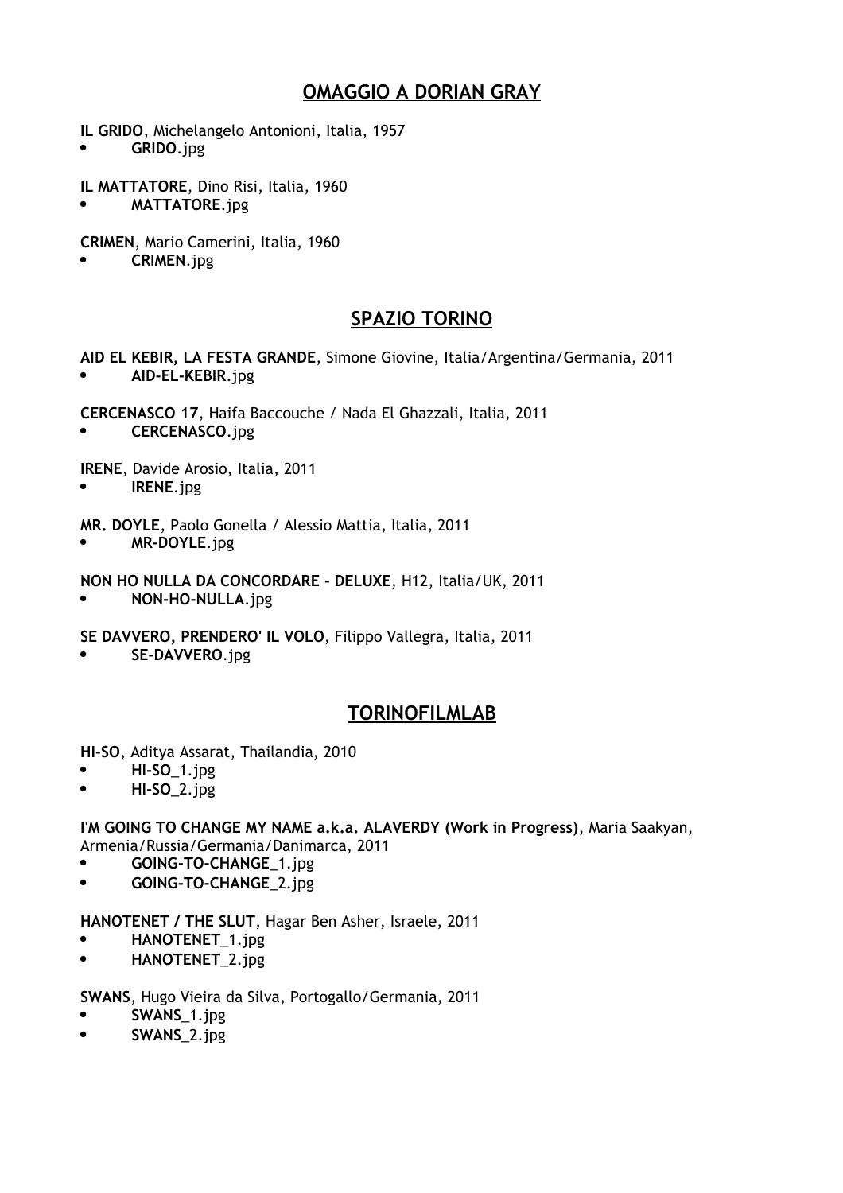## OMAGGIO A DORIAN GRAY

**IL GRIDO**, Michelangelo Antonioni, Italia, 1957
- **GRIDO**.jpg

**IL MATTATORE**, Dino Risi, Italia, 1960
- **MATTATORE**.jpg

**CRIMEN**, Mario Camerini, Italia, 1960
- **CRIMEN**.jpg

## SPAZIO TORINO

**AID EL KEBIR, LA FESTA GRANDE**, Simone Giovine, Italia/Argentina/Germania, 2011
- **AID-EL-KEBIR**.jpg

**CERCENASCO 17**, Haifa Baccouche / Nada El Ghazzali, Italia, 2011
- **CERCENASCO**.jpg

**IRENE**, Davide Arosio, Italia, 2011
- **IRENE**.jpg

**MR. DOYLE**, Paolo Gonella / Alessio Mattia, Italia, 2011
- **MR-DOYLE**.jpg

**NON HO NULLA DA CONCORDARE - DELUXE**, H12, Italia/UK, 2011
- **NON-HO-NULLA**.jpg

**SE DAVVERO, PRENDERO' IL VOLO**, Filippo Vallegra, Italia, 2011
- **SE-DAVVERO**.jpg

## TORINOFILMLAB

**HI-SO**, Aditya Assarat, Thailandia, 2010
- **HI-SO**_1.jpg
- **HI-SO**_2.jpg

**I'M GOING TO CHANGE MY NAME a.k.a. ALAVERDY (Work in Progress)**, Maria Saakyan, Armenia/Russia/Germania/Danimarca, 2011
- **GOING-TO-CHANGE**_1.jpg
- **GOING-TO-CHANGE**_2.jpg

**HANOTENET / THE SLUT**, Hagar Ben Asher, Israele, 2011
- **HANOTENET**_1.jpg
- **HANOTENET**_2.jpg

**SWANS**, Hugo Vieira da Silva, Portogallo/Germania, 2011
- **SWANS**_1.jpg
- **SWANS**_2.jpg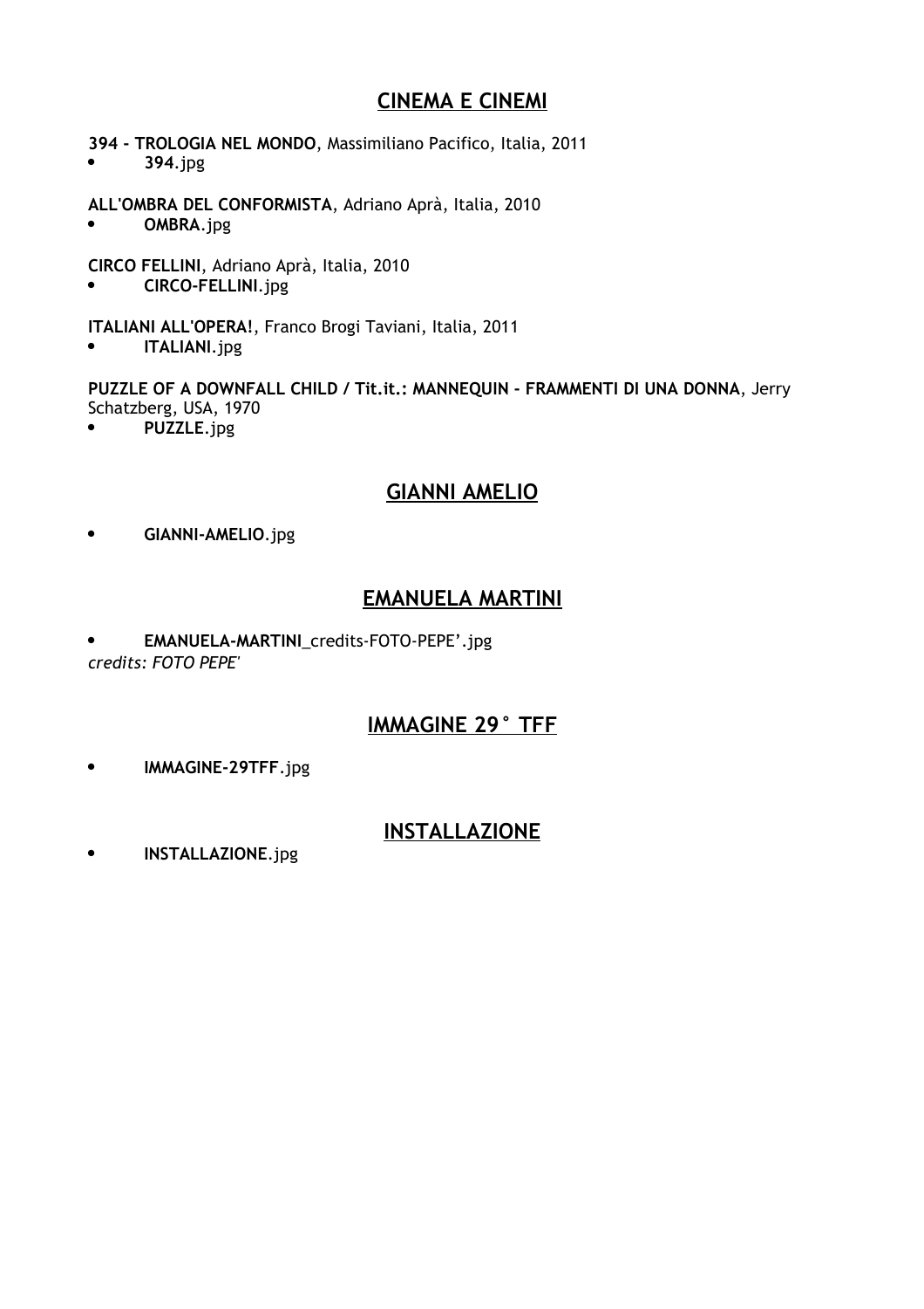## CINEMA E CINEMI

**394 - TROLOGIA NEL MONDO**, Massimiliano Pacifico, Italia, 2011

- **394**.jpg

**ALL'OMBRA DEL CONFORMISTA**, Adriano Aprà, Italia, 2010

- **OMBRA**.jpg

**CIRCO FELLINI**, Adriano Aprà, Italia, 2010

- **CIRCO-FELLINI**.jpg

**ITALIANI ALL'OPERA!**, Franco Brogi Taviani, Italia, 2011

- **ITALIANI**.jpg

**PUZZLE OF A DOWNFALL CHILD / Tit.it.: MANNEQUIN - FRAMMENTI DI UNA DONNA**, Jerry Schatzberg, USA, 1970

- **PUZZLE**.jpg

## GIANNI AMELIO

- **GIANNI-AMELIO**.jpg

## EMANUELA MARTINI

- **EMANUELA-MARTINI**_credits-FOTO-PEPE'.jpg

*credits: FOTO PEPE'*

## IMMAGINE 29° TFF

- **IMMAGINE-29TFF**.jpg

## INSTALLAZIONE

- **INSTALLAZIONE**.jpg